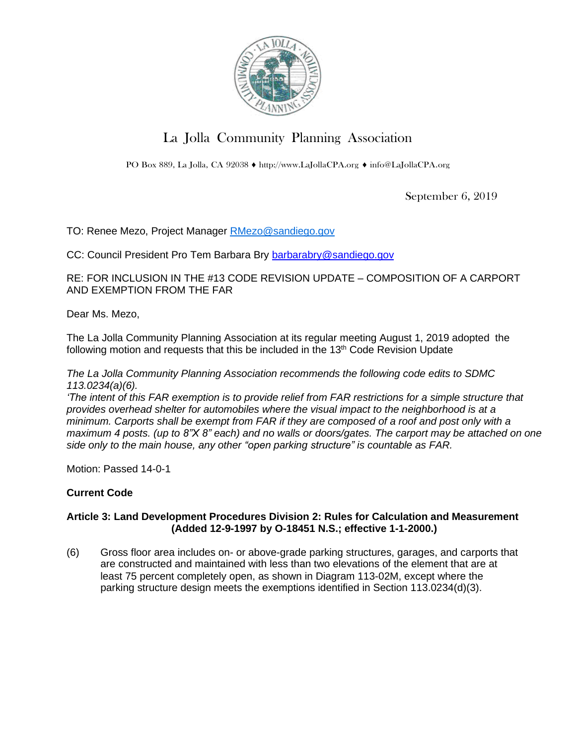# La Jolla Community Planning Association

PO Box 889, La Jolla, CA 92038 ♦ http://www.LaJollaCPA.org ♦ info@LaJollaCPA.org

September 6, 2019

TO: Renee Mezo, Project Manager RMezo@sandiego.gov

CC: Council President Pro Tem Barbara Bry barbarabry@sandiego.gov

RE: FOR INCLUSION IN THE #13 CODE REVISION UPDATE – COMPOSITION OF A CARPORT AND EXEMPTION FROM THE FAR

Dear Ms. Mezo,

The La Jolla Community Planning Association at its regular meeting August 1, 2019 adopted the following motion and requests that this be included in the 13th Code Revision Update

*The La Jolla Community Planning Association recommends the following code edits to SDMC 113.0234(a)(6).*
*'The intent of this FAR exemption is to provide relief from FAR restrictions for a simple structure that provides overhead shelter for automobiles where the visual impact to the neighborhood is at a minimum. Carports shall be exempt from FAR if they are composed of a roof and post only with a maximum 4 posts. (up to 8"X 8" each) and no walls or doors/gates. The carport may be attached on one side only to the main house, any other "open parking structure" is countable as FAR.*

Motion: Passed 14-0-1

**Current Code**

**Article 3: Land Development Procedures Division 2: Rules for Calculation and Measurement (Added 12-9-1997 by O-18451 N.S.; effective 1-1-2000.)**

(6) Gross floor area includes on- or above-grade parking structures, garages, and carports that are constructed and maintained with less than two elevations of the element that are at least 75 percent completely open, as shown in Diagram 113-02M, except where the parking structure design meets the exemptions identified in Section 113.0234(d)(3).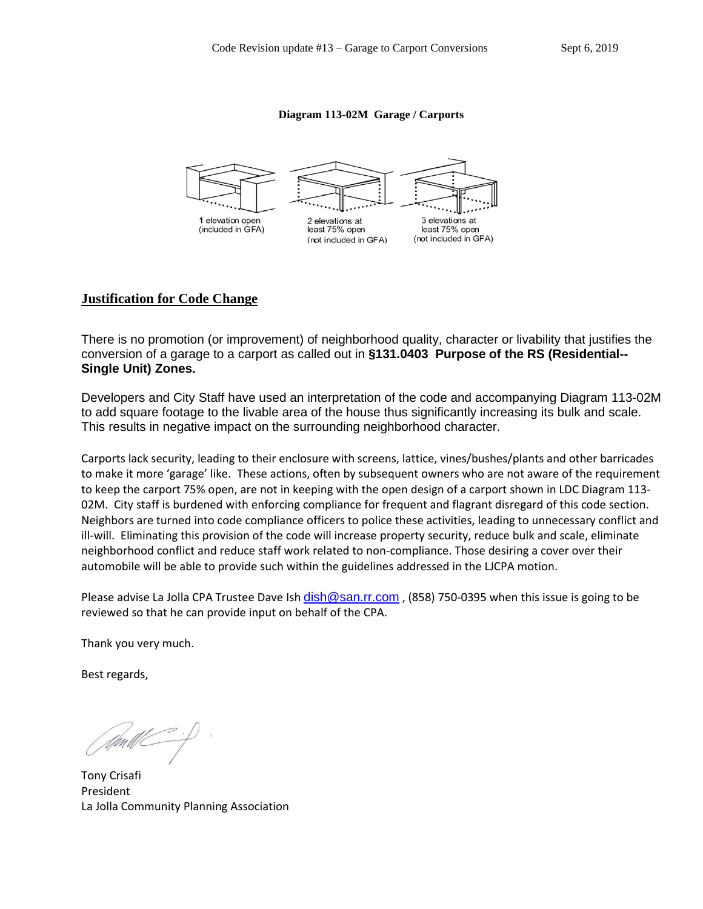**Diagram 113-02M Garage / Carports**

1 elevation open
(included in GFA)

2 elevations at
least 75% open
(not included in GFA)

3 elevations at
least 75% open
(not included in GFA)

## Justification for Code Change

There is no promotion (or improvement) of neighborhood quality, character or livability that justifies the conversion of a garage to a carport as called out in **§131.0403 Purpose of the RS (Residential--Single Unit) Zones.**

Developers and City Staff have used an interpretation of the code and accompanying Diagram 113-02M to add square footage to the livable area of the house thus significantly increasing its bulk and scale. This results in negative impact on the surrounding neighborhood character.

Carports lack security, leading to their enclosure with screens, lattice, vines/bushes/plants and other barricades to make it more 'garage' like. These actions, often by subsequent owners who are not aware of the requirement to keep the carport 75% open, are not in keeping with the open design of a carport shown in LDC Diagram 113-02M. City staff is burdened with enforcing compliance for frequent and flagrant disregard of this code section. Neighbors are turned into code compliance officers to police these activities, leading to unnecessary conflict and ill-will. Eliminating this provision of the code will increase property security, reduce bulk and scale, eliminate neighborhood conflict and reduce staff work related to non-compliance. Those desiring a cover over their automobile will be able to provide such within the guidelines addressed in the LJCPA motion.

Please advise La Jolla CPA Trustee Dave Ish dish@san.rr.com , (858) 750-0395 when this issue is going to be reviewed so that he can provide input on behalf of the CPA.

Thank you very much.

Best regards,

Tony Crisafi
President
La Jolla Community Planning Association